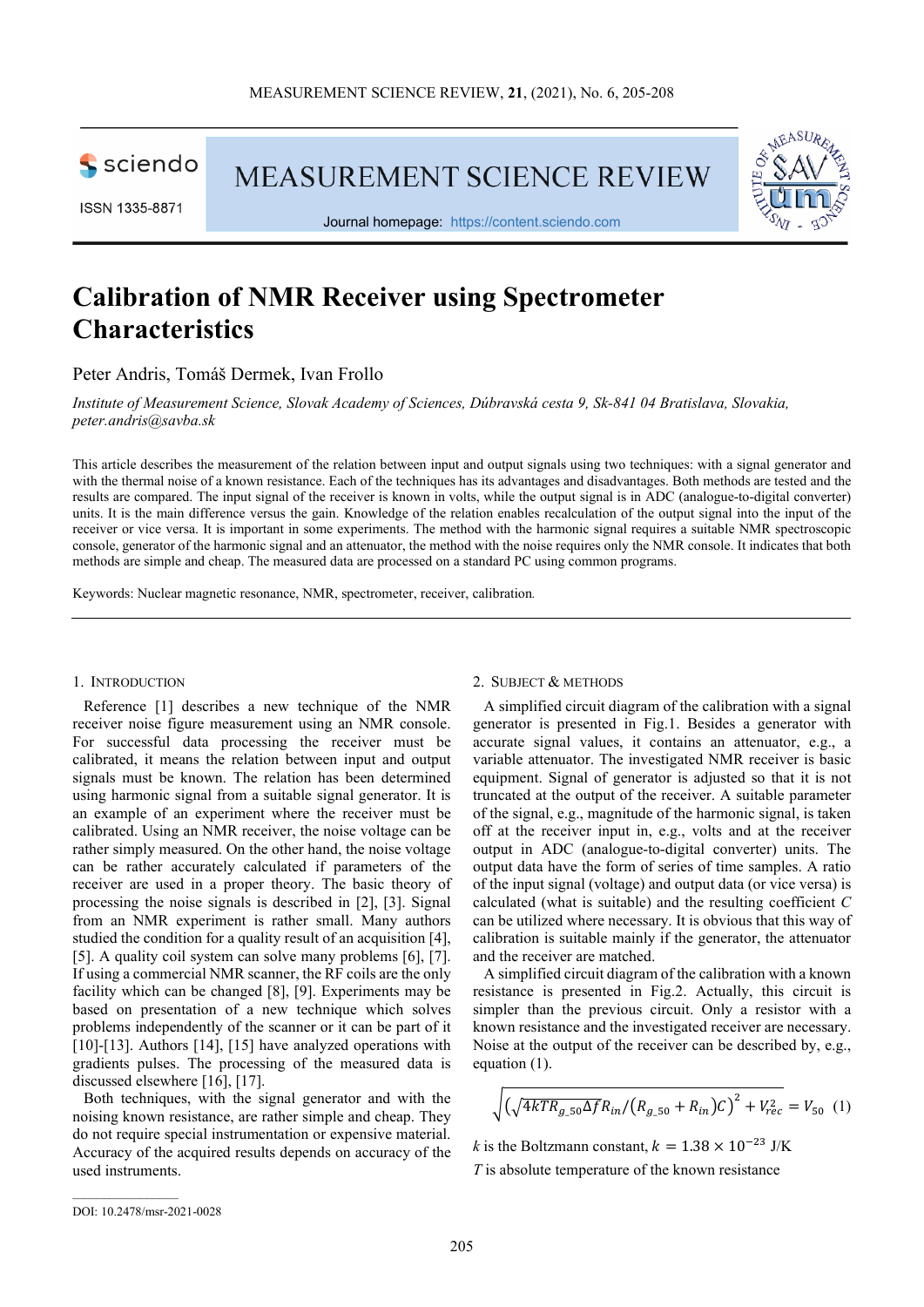# Calibration of NMR Receiver using Spectrometer Characteristics

Peter Andris, Tomáš Dermek, Ivan Frollo

*Institute of Measurement Science, Slovak Academy of Sciences, Dúbravská cesta 9, Sk-841 04 Bratislava, Slovakia, peter.andris@savba.sk*

This article describes the measurement of the relation between input and output signals using two techniques: with a signal generator and with the thermal noise of a known resistance. Each of the techniques has its advantages and disadvantages. Both methods are tested and the results are compared. The input signal of the receiver is known in volts, while the output signal is in ADC (analogue-to-digital converter) units. It is the main difference versus the gain. Knowledge of the relation enables recalculation of the output signal into the input of the receiver or vice versa. It is important in some experiments. The method with the harmonic signal requires a suitable NMR spectroscopic console, generator of the harmonic signal and an attenuator, the method with the noise requires only the NMR console. It indicates that both methods are simple and cheap. The measured data are processed on a standard PC using common programs.

Keywords: Nuclear magnetic resonance, NMR, spectrometer, receiver, calibration.

## 1. Introduction

Reference [1] describes a new technique of the NMR receiver noise figure measurement using an NMR console. For successful data processing the receiver must be calibrated, it means the relation between input and output signals must be known. The relation has been determined using harmonic signal from a suitable signal generator. It is an example of an experiment where the receiver must be calibrated. Using an NMR receiver, the noise voltage can be rather simply measured. On the other hand, the noise voltage can be rather accurately calculated if parameters of the receiver are used in a proper theory. The basic theory of processing the noise signals is described in [2], [3]. Signal from an NMR experiment is rather small. Many authors studied the condition for a quality result of an acquisition [4], [5]. A quality coil system can solve many problems [6], [7]. If using a commercial NMR scanner, the RF coils are the only facility which can be changed [8], [9]. Experiments may be based on presentation of a new technique which solves problems independently of the scanner or it can be part of it [10]-[13]. Authors [14], [15] have analyzed operations with gradients pulses. The processing of the measured data is discussed elsewhere [16], [17].

Both techniques, with the signal generator and with the noising known resistance, are rather simple and cheap. They do not require special instrumentation or expensive material. Accuracy of the acquired results depends on accuracy of the used instruments.

## 2. Subject & Methods

A simplified circuit diagram of the calibration with a signal generator is presented in Fig.1. Besides a generator with accurate signal values, it contains an attenuator, e.g., a variable attenuator. The investigated NMR receiver is basic equipment. Signal of generator is adjusted so that it is not truncated at the output of the receiver. A suitable parameter of the signal, e.g., magnitude of the harmonic signal, is taken off at the receiver input in, e.g., volts and at the receiver output in ADC (analogue-to-digital converter) units. The output data have the form of series of time samples. A ratio of the input signal (voltage) and output data (or vice versa) is calculated (what is suitable) and the resulting coefficient $C$ can be utilized where necessary. It is obvious that this way of calibration is suitable mainly if the generator, the attenuator and the receiver are matched.

A simplified circuit diagram of the calibration with a known resistance is presented in Fig.2. Actually, this circuit is simpler than the previous circuit. Only a resistor with a known resistance and the investigated receiver are necessary. Noise at the output of the receiver can be described by, e.g., equation (1).

$$\sqrt{\left(\sqrt{4kTR_{g\_50}\Delta f}R_{in}/\left(R_{g\_50}+R_{in}\right)C\right)^{2}+V_{rec}^{2}}=V_{50} \quad (1)$$

$k$ is the Boltzmann constant, $k = 1.38 \times 10^{-23}$ J/K

$T$ is absolute temperature of the known resistance

DOI: 10.2478/msr-2021-0028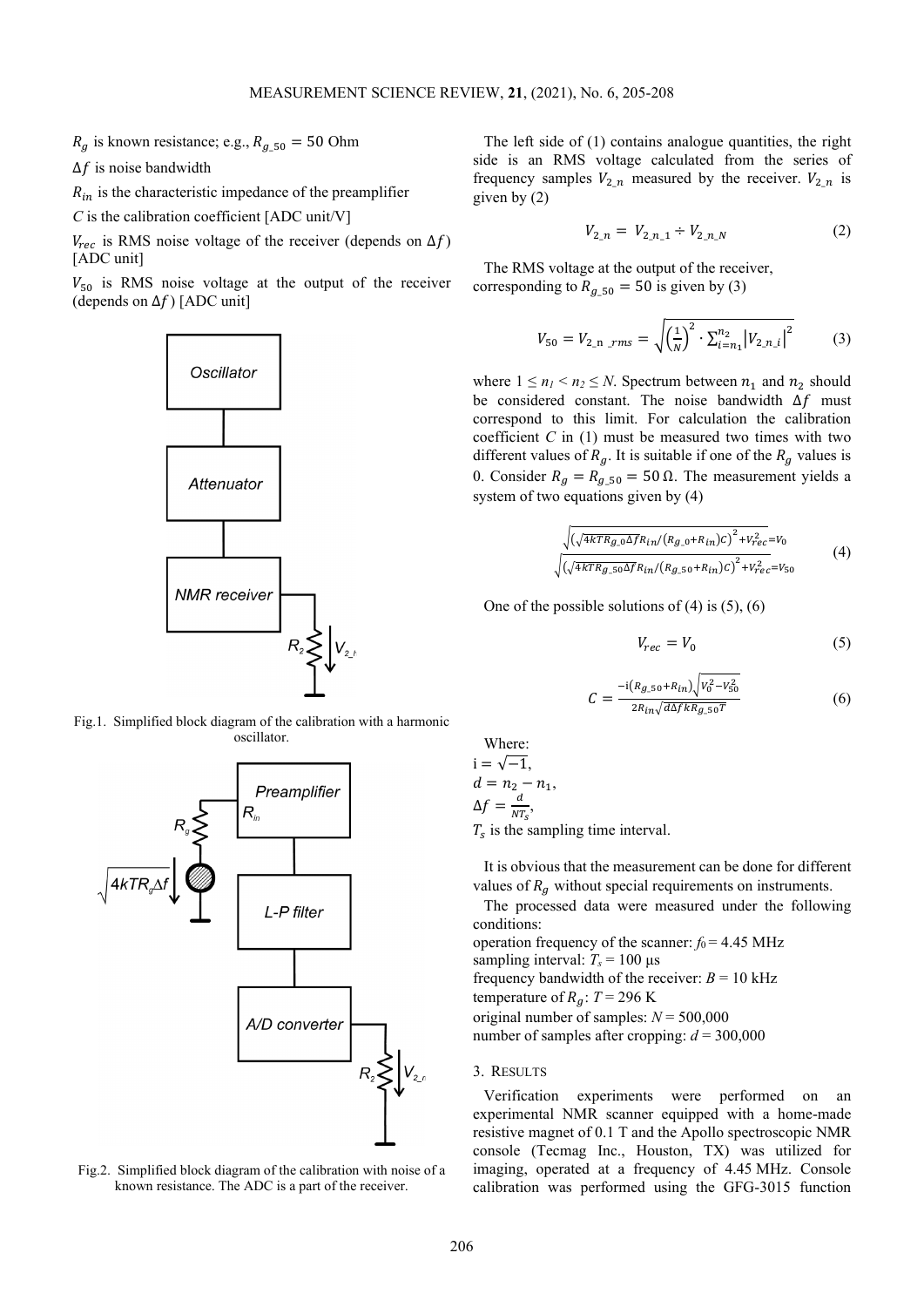$R_g$ is known resistance; e.g., $R_{g\_50} = 50$ Ohm

$\Delta f$ is noise bandwidth

$R_{in}$ is the characteristic impedance of the preamplifier

$C$ is the calibration coefficient [ADC unit/V]

$V_{rec}$ is RMS noise voltage of the receiver (depends on $\Delta f$) [ADC unit]

$V_{50}$ is RMS noise voltage at the output of the receiver (depends on $\Delta f$) [ADC unit]

Fig.1. Simplified block diagram of the calibration with a harmonic oscillator.

Fig.2. Simplified block diagram of the calibration with noise of a known resistance. The ADC is a part of the receiver.

The left side of (1) contains analogue quantities, the right side is an RMS voltage calculated from the series of frequency samples $V_{2\_n}$ measured by the receiver. $V_{2\_n}$ is given by (2)

$$V_{2\_n} = V_{2\_n\_1} \div V_{2\_n\_N} \tag{2}$$

The RMS voltage at the output of the receiver, corresponding to $R_{g\_50} = 50$ is given by (3)

$$V_{50} = V_{2\_n\_rms} = \sqrt{\left(\frac{1}{N}\right)^2 \cdot \sum_{i=n_1}^{n_2} \left|V_{2\_n\_i}\right|^2} \tag{3}$$

where $1 \leq n_1 < n_2 \leq N$. Spectrum between $n_1$ and $n_2$ should be considered constant. The noise bandwidth $\Delta f$ must correspond to this limit. For calculation the calibration coefficient $C$ in (1) must be measured two times with two different values of $R_g$. It is suitable if one of the $R_g$ values is 0. Consider $R_g = R_{g\_50} = 50\,\Omega$. The measurement yields a system of two equations given by (4)

$$\begin{aligned} &\sqrt{\left(\sqrt{4kTR_{g\_0}\Delta f}R_{in}/\left(R_{g\_0}+R_{in}\right)C\right)^2 + V_{rec}^2} = V_0 \\ &\sqrt{\left(\sqrt{4kTR_{g\_50}\Delta f}R_{in}/\left(R_{g\_50}+R_{in}\right)C\right)^2 + V_{rec}^2} = V_{50} \end{aligned} \tag{4}$$

One of the possible solutions of (4) is (5), (6)

$$V_{rec} = V_0 \tag{5}$$

$$C = \frac{-\mathrm{i}\left(R_{g\_50}+R_{in}\right)\sqrt{V_0^2 - V_{50}^2}}{2R_{in}\sqrt{d\Delta f kR_{g\_50}T}} \tag{6}$$

Where:
$\mathrm{i} = \sqrt{-1}$,
$d = n_2 - n_1$,
$\Delta f = \frac{d}{NT_s}$,
$T_s$ is the sampling time interval.

It is obvious that the measurement can be done for different values of $R_g$ without special requirements on instruments.

The processed data were measured under the following conditions:
operation frequency of the scanner: $f_0 = 4.45$ MHz
sampling interval: $T_s = 100$ μs
frequency bandwidth of the receiver: $B = 10$ kHz
temperature of $R_g$: $T = 296$ K
original number of samples: $N = 500{,}000$
number of samples after cropping: $d = 300{,}000$

## 3. Results

Verification experiments were performed on an experimental NMR scanner equipped with a home-made resistive magnet of 0.1 T and the Apollo spectroscopic NMR console (Tecmag Inc., Houston, TX) was utilized for imaging, operated at a frequency of 4.45 MHz. Console calibration was performed using the GFG-3015 function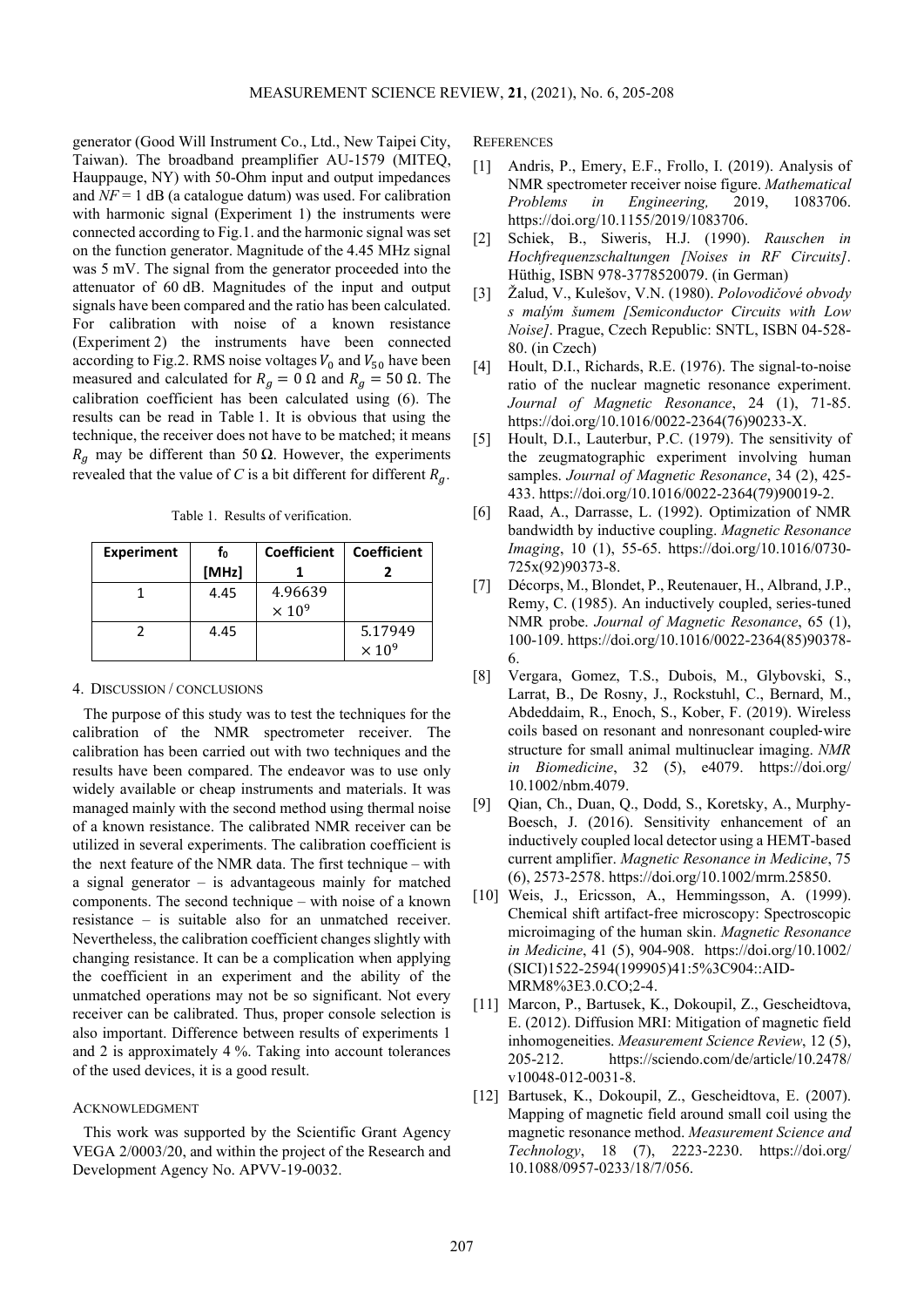generator (Good Will Instrument Co., Ltd., New Taipei City, Taiwan). The broadband preamplifier AU-1579 (MITEQ, Hauppauge, NY) with 50-Ohm input and output impedances and $NF = 1$ dB (a catalogue datum) was used. For calibration with harmonic signal (Experiment 1) the instruments were connected according to Fig.1. and the harmonic signal was set on the function generator. Magnitude of the 4.45 MHz signal was 5 mV. The signal from the generator proceeded into the attenuator of 60 dB. Magnitudes of the input and output signals have been compared and the ratio has been calculated. For calibration with noise of a known resistance (Experiment 2) the instruments have been connected according to Fig.2. RMS noise voltages $V_0$ and $V_{50}$ have been measured and calculated for $R_g = 0\ \Omega$ and $R_g = 50\ \Omega$. The calibration coefficient has been calculated using (6). The results can be read in Table 1. It is obvious that using the technique, the receiver does not have to be matched; it means $R_g$ may be different than 50 Ω. However, the experiments revealed that the value of $C$ is a bit different for different $R_g$.

Table 1. Results of verification.

| Experiment | $f_0$ [MHz] | Coefficient 1 | Coefficient 2 |
|---|---|---|---|
| 1 | 4.45 | $4.96639 \times 10^9$ | |
| 2 | 4.45 | | $5.17949 \times 10^9$ |

## 4. Discussion / conclusions

The purpose of this study was to test the techniques for the calibration of the NMR spectrometer receiver. The calibration has been carried out with two techniques and the results have been compared. The endeavor was to use only widely available or cheap instruments and materials. It was managed mainly with the second method using thermal noise of a known resistance. The calibrated NMR receiver can be utilized in several experiments. The calibration coefficient is the next feature of the NMR data. The first technique – with a signal generator – is advantageous mainly for matched components. The second technique – with noise of a known resistance – is suitable also for an unmatched receiver. Nevertheless, the calibration coefficient changes slightly with changing resistance. It can be a complication when applying the coefficient in an experiment and the ability of the unmatched operations may not be so significant. Not every receiver can be calibrated. Thus, proper console selection is also important. Difference between results of experiments 1 and 2 is approximately 4 %. Taking into account tolerances of the used devices, it is a good result.

## Acknowledgment

This work was supported by the Scientific Grant Agency VEGA 2/0003/20, and within the project of the Research and Development Agency No. APVV-19-0032.

## References

[1] Andris, P., Emery, E.F., Frollo, I. (2019). Analysis of NMR spectrometer receiver noise figure. *Mathematical Problems in Engineering,* 2019, 1083706. https://doi.org/10.1155/2019/1083706.

[2] Schiek, B., Siweris, H.J. (1990). *Rauschen in Hochfrequenzschaltungen [Noises in RF Circuits]*. Hüthig, ISBN 978-3778520079. (in German)

[3] Žalud, V., Kulešov, V.N. (1980). *Polovodičové obvody s malým šumem [Semiconductor Circuits with Low Noise]*. Prague, Czech Republic: SNTL, ISBN 04-528-80. (in Czech)

[4] Hoult, D.I., Richards, R.E. (1976). The signal-to-noise ratio of the nuclear magnetic resonance experiment. *Journal of Magnetic Resonance*, 24 (1), 71-85. https://doi.org/10.1016/0022-2364(76)90233-X.

[5] Hoult, D.I., Lauterbur, P.C. (1979). The sensitivity of the zeugmatographic experiment involving human samples. *Journal of Magnetic Resonance*, 34 (2), 425-433. https://doi.org/10.1016/0022-2364(79)90019-2.

[6] Raad, A., Darrasse, L. (1992). Optimization of NMR bandwidth by inductive coupling. *Magnetic Resonance Imaging*, 10 (1), 55-65. https://doi.org/10.1016/0730-725x(92)90373-8.

[7] Décorps, M., Blondet, P., Reutenauer, H., Albrand, J.P., Remy, C. (1985). An inductively coupled, series-tuned NMR probe. *Journal of Magnetic Resonance*, 65 (1), 100-109. https://doi.org/10.1016/0022-2364(85)90378-6.

[8] Vergara, Gomez, T.S., Dubois, M., Glybovski, S., Larrat, B., De Rosny, J., Rockstuhl, C., Bernard, M., Abdeddaim, R., Enoch, S., Kober, F. (2019). Wireless coils based on resonant and nonresonant coupled-wire structure for small animal multinuclear imaging. *NMR in Biomedicine*, 32 (5), e4079. https://doi.org/10.1002/nbm.4079.

[9] Qian, Ch., Duan, Q., Dodd, S., Koretsky, A., Murphy-Boesch, J. (2016). Sensitivity enhancement of an inductively coupled local detector using a HEMT-based current amplifier. *Magnetic Resonance in Medicine*, 75 (6), 2573-2578. https://doi.org/10.1002/mrm.25850.

[10] Weis, J., Ericsson, A., Hemmingsson, A. (1999). Chemical shift artifact-free microscopy: Spectroscopic microimaging of the human skin. *Magnetic Resonance in Medicine*, 41 (5), 904-908. https://doi.org/10.1002/(SICI)1522-2594(199905)41:5%3C904::AID-MRM8%3E3.0.CO;2-4.

[11] Marcon, P., Bartusek, K., Dokoupil, Z., Gescheidtova, E. (2012). Diffusion MRI: Mitigation of magnetic field inhomogeneities. *Measurement Science Review*, 12 (5), 205-212. https://sciendo.com/de/article/10.2478/v10048-012-0031-8.

[12] Bartusek, K., Dokoupil, Z., Gescheidtova, E. (2007). Mapping of magnetic field around small coil using the magnetic resonance method. *Measurement Science and Technology*, 18 (7), 2223-2230. https://doi.org/10.1088/0957-0233/18/7/056.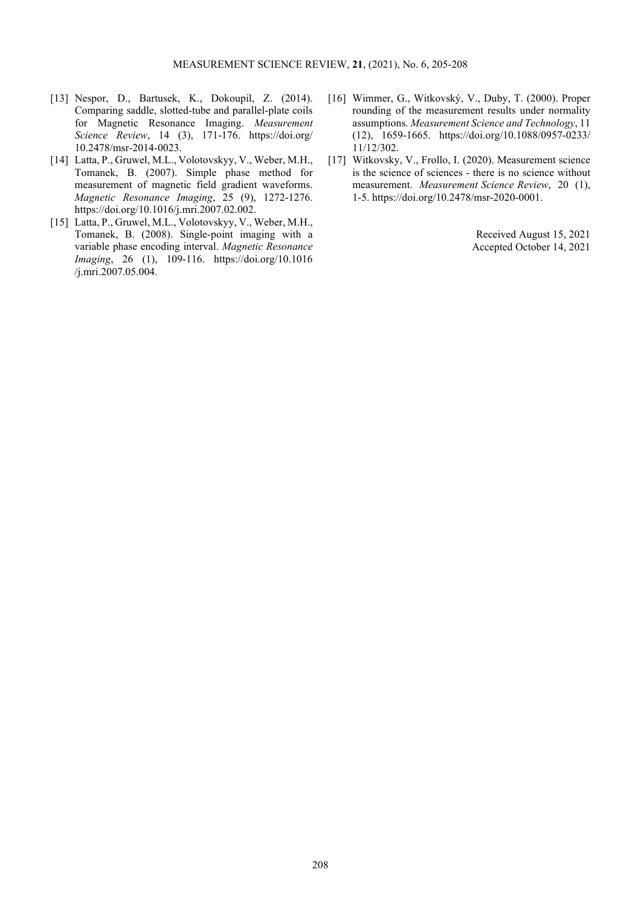[13] Nespor, D., Bartusek, K., Dokoupil, Z. (2014). Comparing saddle, slotted-tube and parallel-plate coils for Magnetic Resonance Imaging. *Measurement Science Review*, 14 (3), 171-176. https://doi.org/10.2478/msr-2014-0023.

[14] Latta, P., Gruwel, M.L., Volotovskyy, V., Weber, M.H., Tomanek, B. (2007). Simple phase method for measurement of magnetic field gradient waveforms. *Magnetic Resonance Imaging*, 25 (9), 1272-1276. https://doi.org/10.1016/j.mri.2007.02.002.

[15] Latta, P., Gruwel, M.L., Volotovskyy, V., Weber, M.H., Tomanek, B. (2008). Single-point imaging with a variable phase encoding interval. *Magnetic Resonance Imaging*, 26 (1), 109-116. https://doi.org/10.1016/j.mri.2007.05.004.

[16] Wimmer, G., Witkovský, V., Duby, T. (2000). Proper rounding of the measurement results under normality assumptions. *Measurement Science and Technology*, 11 (12), 1659-1665. https://doi.org/10.1088/0957-0233/11/12/302.

[17] Witkovsky, V., Frollo, I. (2020). Measurement science is the science of sciences - there is no science without measurement. *Measurement Science Review*, 20 (1), 1-5. https://doi.org/10.2478/msr-2020-0001.

Received August 15, 2021
Accepted October 14, 2021